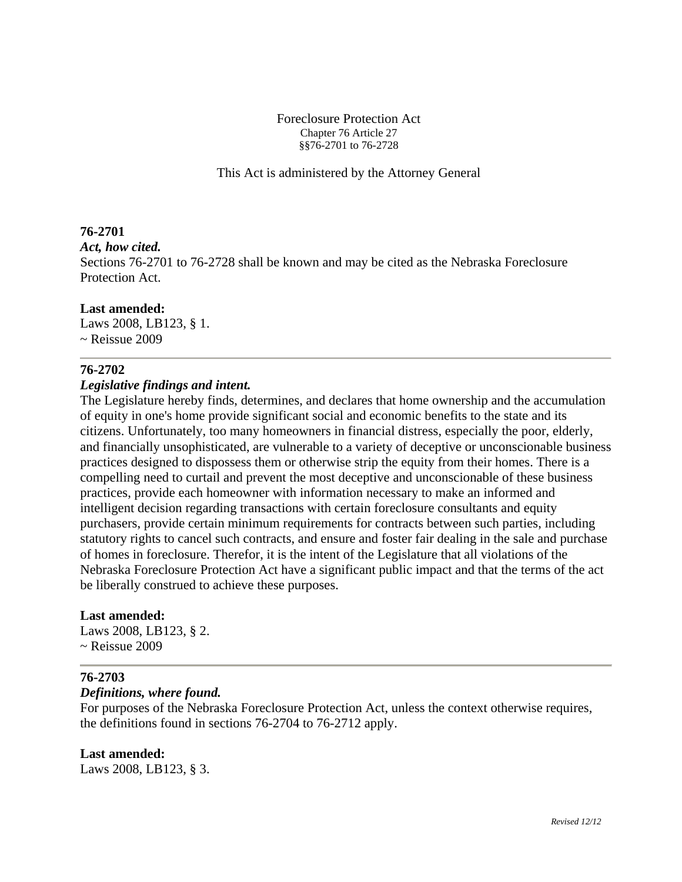# Foreclosure Protection Act

Chapter 76 Article 27
§§76-2701 to 76-2728

This Act is administered by the Attorney General

**76-2701**

***Act, how cited.***

Sections 76-2701 to 76-2728 shall be known and may be cited as the Nebraska Foreclosure Protection Act.

**Last amended:**

Laws 2008, LB123, § 1.
~ Reissue 2009

---

**76-2702**

***Legislative findings and intent.***

The Legislature hereby finds, determines, and declares that home ownership and the accumulation of equity in one's home provide significant social and economic benefits to the state and its citizens. Unfortunately, too many homeowners in financial distress, especially the poor, elderly, and financially unsophisticated, are vulnerable to a variety of deceptive or unconscionable business practices designed to dispossess them or otherwise strip the equity from their homes. There is a compelling need to curtail and prevent the most deceptive and unconscionable of these business practices, provide each homeowner with information necessary to make an informed and intelligent decision regarding transactions with certain foreclosure consultants and equity purchasers, provide certain minimum requirements for contracts between such parties, including statutory rights to cancel such contracts, and ensure and foster fair dealing in the sale and purchase of homes in foreclosure. Therefor, it is the intent of the Legislature that all violations of the Nebraska Foreclosure Protection Act have a significant public impact and that the terms of the act be liberally construed to achieve these purposes.

**Last amended:**

Laws 2008, LB123, § 2.
~ Reissue 2009

---

**76-2703**

***Definitions, where found.***

For purposes of the Nebraska Foreclosure Protection Act, unless the context otherwise requires, the definitions found in sections 76-2704 to 76-2712 apply.

**Last amended:**

Laws 2008, LB123, § 3.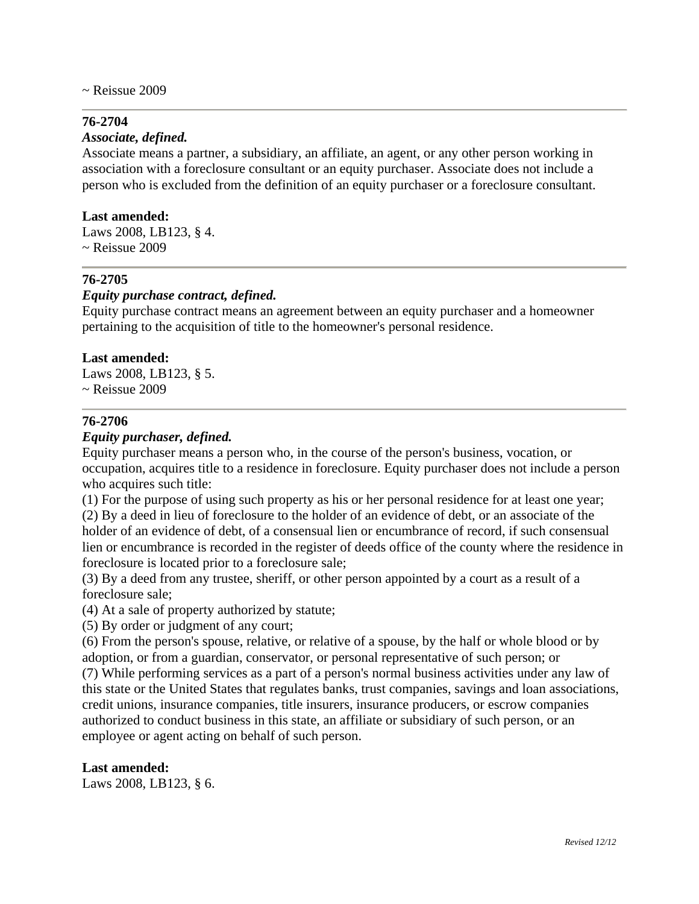~ Reissue 2009

---

**76-2704**

***Associate, defined.***

Associate means a partner, a subsidiary, an affiliate, an agent, or any other person working in association with a foreclosure consultant or an equity purchaser. Associate does not include a person who is excluded from the definition of an equity purchaser or a foreclosure consultant.

**Last amended:**

Laws 2008, LB123, § 4.
~ Reissue 2009

---

**76-2705**

***Equity purchase contract, defined.***

Equity purchase contract means an agreement between an equity purchaser and a homeowner pertaining to the acquisition of title to the homeowner's personal residence.

**Last amended:**

Laws 2008, LB123, § 5.
~ Reissue 2009

---

**76-2706**

***Equity purchaser, defined.***

Equity purchaser means a person who, in the course of the person's business, vocation, or occupation, acquires title to a residence in foreclosure. Equity purchaser does not include a person who acquires such title:

(1) For the purpose of using such property as his or her personal residence for at least one year;
(2) By a deed in lieu of foreclosure to the holder of an evidence of debt, or an associate of the holder of an evidence of debt, of a consensual lien or encumbrance of record, if such consensual lien or encumbrance is recorded in the register of deeds office of the county where the residence in foreclosure is located prior to a foreclosure sale;
(3) By a deed from any trustee, sheriff, or other person appointed by a court as a result of a foreclosure sale;
(4) At a sale of property authorized by statute;
(5) By order or judgment of any court;
(6) From the person's spouse, relative, or relative of a spouse, by the half or whole blood or by adoption, or from a guardian, conservator, or personal representative of such person; or
(7) While performing services as a part of a person's normal business activities under any law of this state or the United States that regulates banks, trust companies, savings and loan associations, credit unions, insurance companies, title insurers, insurance producers, or escrow companies authorized to conduct business in this state, an affiliate or subsidiary of such person, or an employee or agent acting on behalf of such person.

**Last amended:**

Laws 2008, LB123, § 6.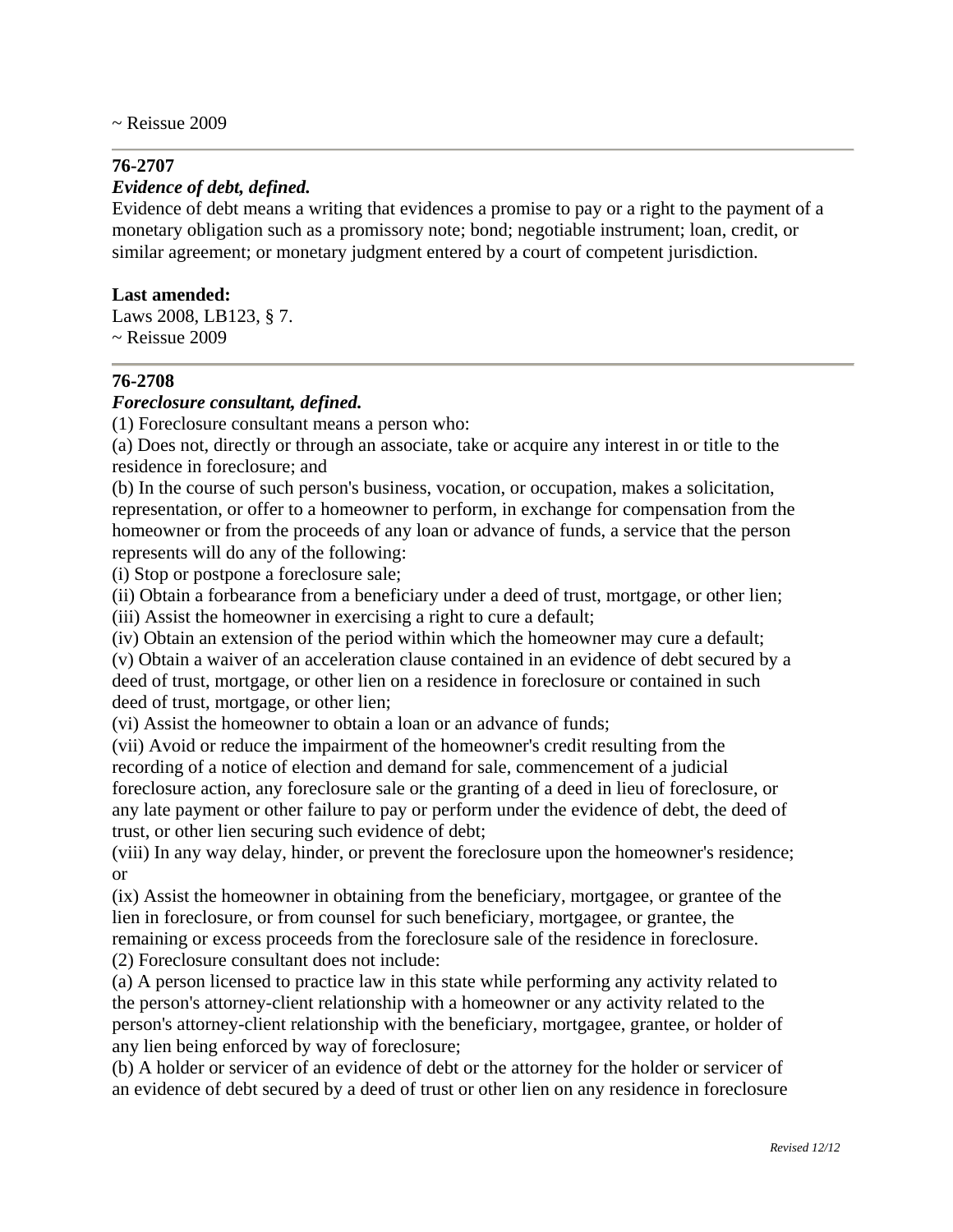~ Reissue 2009

---

**76-2707**

***Evidence of debt, defined.***

Evidence of debt means a writing that evidences a promise to pay or a right to the payment of a monetary obligation such as a promissory note; bond; negotiable instrument; loan, credit, or similar agreement; or monetary judgment entered by a court of competent jurisdiction.

**Last amended:**

Laws 2008, LB123, § 7.
~ Reissue 2009

---

**76-2708**

***Foreclosure consultant, defined.***

(1) Foreclosure consultant means a person who:

(a) Does not, directly or through an associate, take or acquire any interest in or title to the residence in foreclosure; and

(b) In the course of such person's business, vocation, or occupation, makes a solicitation, representation, or offer to a homeowner to perform, in exchange for compensation from the homeowner or from the proceeds of any loan or advance of funds, a service that the person represents will do any of the following:

(i) Stop or postpone a foreclosure sale;

(ii) Obtain a forbearance from a beneficiary under a deed of trust, mortgage, or other lien;

(iii) Assist the homeowner in exercising a right to cure a default;

(iv) Obtain an extension of the period within which the homeowner may cure a default;

(v) Obtain a waiver of an acceleration clause contained in an evidence of debt secured by a deed of trust, mortgage, or other lien on a residence in foreclosure or contained in such deed of trust, mortgage, or other lien;

(vi) Assist the homeowner to obtain a loan or an advance of funds;

(vii) Avoid or reduce the impairment of the homeowner's credit resulting from the recording of a notice of election and demand for sale, commencement of a judicial foreclosure action, any foreclosure sale or the granting of a deed in lieu of foreclosure, or any late payment or other failure to pay or perform under the evidence of debt, the deed of trust, or other lien securing such evidence of debt;

(viii) In any way delay, hinder, or prevent the foreclosure upon the homeowner's residence; or

(ix) Assist the homeowner in obtaining from the beneficiary, mortgagee, or grantee of the lien in foreclosure, or from counsel for such beneficiary, mortgagee, or grantee, the remaining or excess proceeds from the foreclosure sale of the residence in foreclosure.

(2) Foreclosure consultant does not include:

(a) A person licensed to practice law in this state while performing any activity related to the person's attorney-client relationship with a homeowner or any activity related to the person's attorney-client relationship with the beneficiary, mortgagee, grantee, or holder of any lien being enforced by way of foreclosure;

(b) A holder or servicer of an evidence of debt or the attorney for the holder or servicer of an evidence of debt secured by a deed of trust or other lien on any residence in foreclosure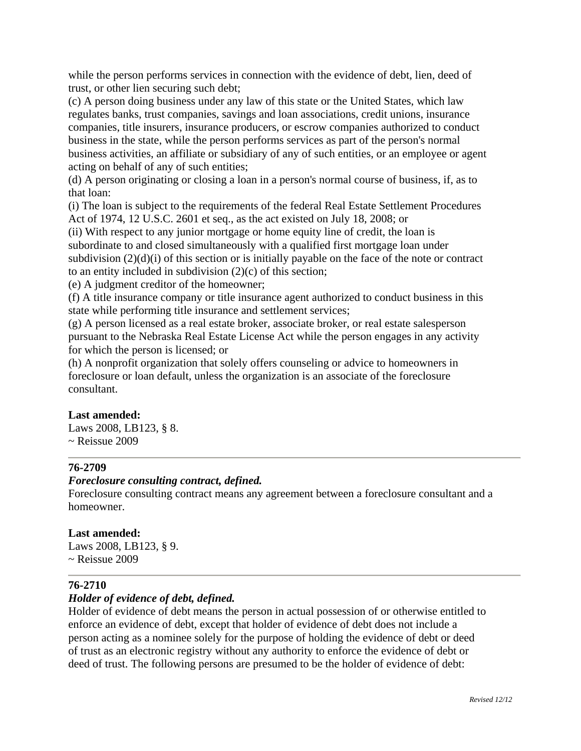while the person performs services in connection with the evidence of debt, lien, deed of trust, or other lien securing such debt;

(c) A person doing business under any law of this state or the United States, which law regulates banks, trust companies, savings and loan associations, credit unions, insurance companies, title insurers, insurance producers, or escrow companies authorized to conduct business in the state, while the person performs services as part of the person's normal business activities, an affiliate or subsidiary of any of such entities, or an employee or agent acting on behalf of any of such entities;

(d) A person originating or closing a loan in a person's normal course of business, if, as to that loan:

(i) The loan is subject to the requirements of the federal Real Estate Settlement Procedures Act of 1974, 12 U.S.C. 2601 et seq., as the act existed on July 18, 2008; or

(ii) With respect to any junior mortgage or home equity line of credit, the loan is subordinate to and closed simultaneously with a qualified first mortgage loan under subdivision (2)(d)(i) of this section or is initially payable on the face of the note or contract to an entity included in subdivision (2)(c) of this section;

(e) A judgment creditor of the homeowner;

(f) A title insurance company or title insurance agent authorized to conduct business in this state while performing title insurance and settlement services;

(g) A person licensed as a real estate broker, associate broker, or real estate salesperson pursuant to the Nebraska Real Estate License Act while the person engages in any activity for which the person is licensed; or

(h) A nonprofit organization that solely offers counseling or advice to homeowners in foreclosure or loan default, unless the organization is an associate of the foreclosure consultant.

**Last amended:**
Laws 2008, LB123, § 8.
~ Reissue 2009

---

**76-2709**

***Foreclosure consulting contract, defined.***

Foreclosure consulting contract means any agreement between a foreclosure consultant and a homeowner.

**Last amended:**
Laws 2008, LB123, § 9.
~ Reissue 2009

---

**76-2710**

***Holder of evidence of debt, defined.***

Holder of evidence of debt means the person in actual possession of or otherwise entitled to enforce an evidence of debt, except that holder of evidence of debt does not include a person acting as a nominee solely for the purpose of holding the evidence of debt or deed of trust as an electronic registry without any authority to enforce the evidence of debt or deed of trust. The following persons are presumed to be the holder of evidence of debt: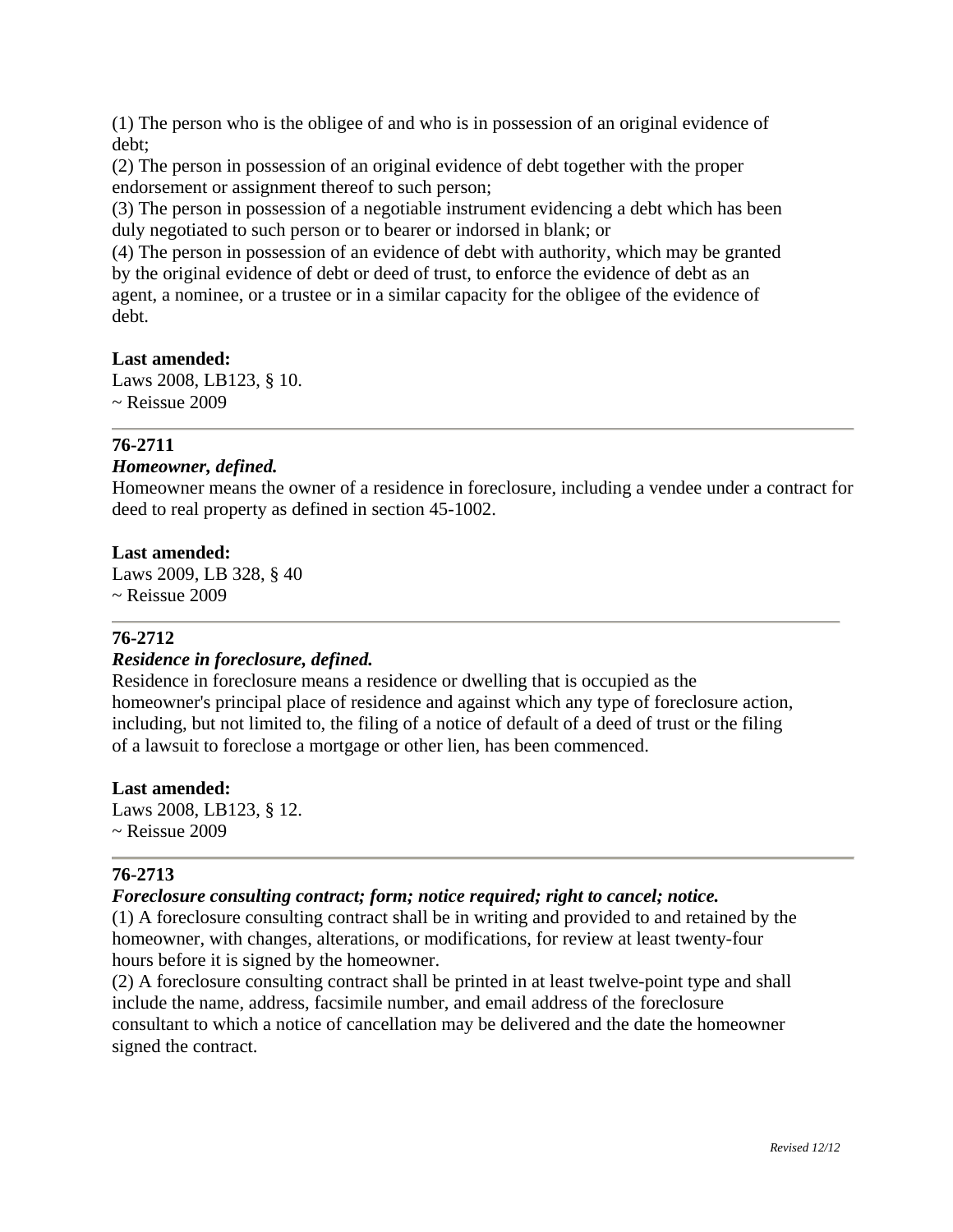(1) The person who is the obligee of and who is in possession of an original evidence of debt;
(2) The person in possession of an original evidence of debt together with the proper endorsement or assignment thereof to such person;
(3) The person in possession of a negotiable instrument evidencing a debt which has been duly negotiated to such person or to bearer or indorsed in blank; or
(4) The person in possession of an evidence of debt with authority, which may be granted by the original evidence of debt or deed of trust, to enforce the evidence of debt as an agent, a nominee, or a trustee or in a similar capacity for the obligee of the evidence of debt.

**Last amended:**
Laws 2008, LB123, § 10.
~ Reissue 2009

---

**76-2711**

***Homeowner, defined.***

Homeowner means the owner of a residence in foreclosure, including a vendee under a contract for deed to real property as defined in section 45-1002.

**Last amended:**
Laws 2009, LB 328, § 40
~ Reissue 2009

---

**76-2712**

***Residence in foreclosure, defined.***

Residence in foreclosure means a residence or dwelling that is occupied as the homeowner's principal place of residence and against which any type of foreclosure action, including, but not limited to, the filing of a notice of default of a deed of trust or the filing of a lawsuit to foreclose a mortgage or other lien, has been commenced.

**Last amended:**
Laws 2008, LB123, § 12.
~ Reissue 2009

---

**76-2713**

***Foreclosure consulting contract; form; notice required; right to cancel; notice.***

(1) A foreclosure consulting contract shall be in writing and provided to and retained by the homeowner, with changes, alterations, or modifications, for review at least twenty-four hours before it is signed by the homeowner.
(2) A foreclosure consulting contract shall be printed in at least twelve-point type and shall include the name, address, facsimile number, and email address of the foreclosure consultant to which a notice of cancellation may be delivered and the date the homeowner signed the contract.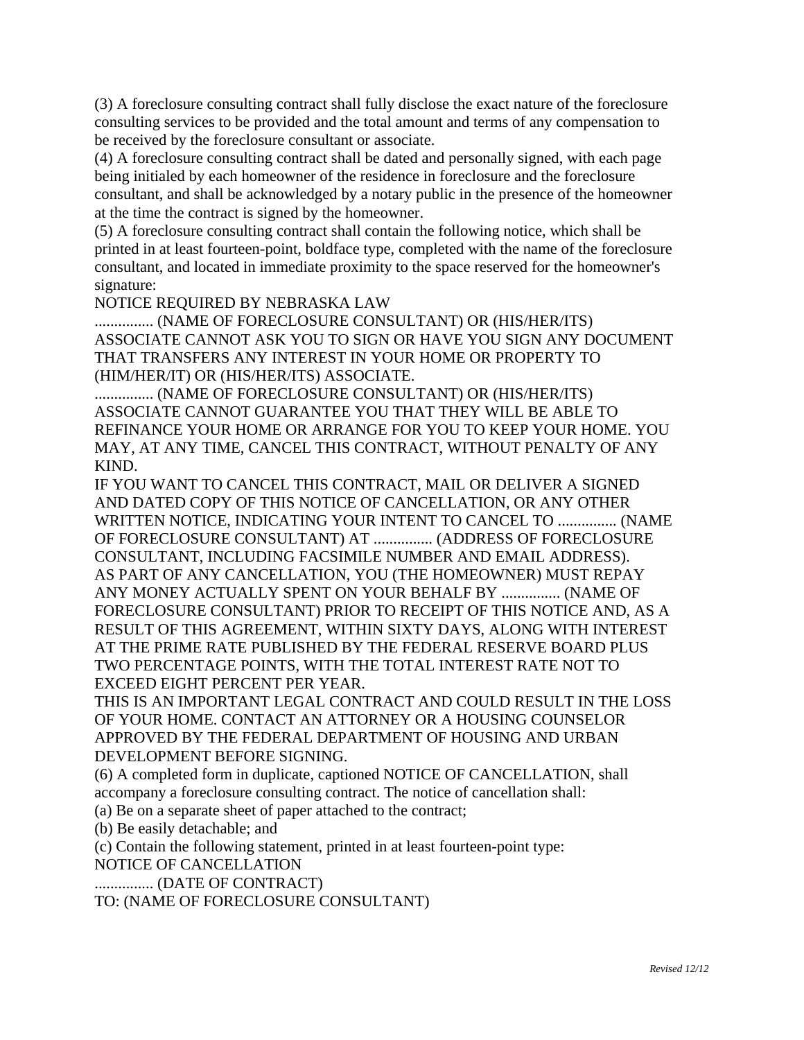(3) A foreclosure consulting contract shall fully disclose the exact nature of the foreclosure consulting services to be provided and the total amount and terms of any compensation to be received by the foreclosure consultant or associate.

(4) A foreclosure consulting contract shall be dated and personally signed, with each page being initialed by each homeowner of the residence in foreclosure and the foreclosure consultant, and shall be acknowledged by a notary public in the presence of the homeowner at the time the contract is signed by the homeowner.

(5) A foreclosure consulting contract shall contain the following notice, which shall be printed in at least fourteen-point, boldface type, completed with the name of the foreclosure consultant, and located in immediate proximity to the space reserved for the homeowner's signature:

NOTICE REQUIRED BY NEBRASKA LAW

............... (NAME OF FORECLOSURE CONSULTANT) OR (HIS/HER/ITS) ASSOCIATE CANNOT ASK YOU TO SIGN OR HAVE YOU SIGN ANY DOCUMENT THAT TRANSFERS ANY INTEREST IN YOUR HOME OR PROPERTY TO (HIM/HER/IT) OR (HIS/HER/ITS) ASSOCIATE.

............... (NAME OF FORECLOSURE CONSULTANT) OR (HIS/HER/ITS) ASSOCIATE CANNOT GUARANTEE YOU THAT THEY WILL BE ABLE TO REFINANCE YOUR HOME OR ARRANGE FOR YOU TO KEEP YOUR HOME. YOU MAY, AT ANY TIME, CANCEL THIS CONTRACT, WITHOUT PENALTY OF ANY KIND.

IF YOU WANT TO CANCEL THIS CONTRACT, MAIL OR DELIVER A SIGNED AND DATED COPY OF THIS NOTICE OF CANCELLATION, OR ANY OTHER WRITTEN NOTICE, INDICATING YOUR INTENT TO CANCEL TO ............... (NAME OF FORECLOSURE CONSULTANT) AT ............... (ADDRESS OF FORECLOSURE CONSULTANT, INCLUDING FACSIMILE NUMBER AND EMAIL ADDRESS).

AS PART OF ANY CANCELLATION, YOU (THE HOMEOWNER) MUST REPAY ANY MONEY ACTUALLY SPENT ON YOUR BEHALF BY ............... (NAME OF FORECLOSURE CONSULTANT) PRIOR TO RECEIPT OF THIS NOTICE AND, AS A RESULT OF THIS AGREEMENT, WITHIN SIXTY DAYS, ALONG WITH INTEREST AT THE PRIME RATE PUBLISHED BY THE FEDERAL RESERVE BOARD PLUS TWO PERCENTAGE POINTS, WITH THE TOTAL INTEREST RATE NOT TO EXCEED EIGHT PERCENT PER YEAR.

THIS IS AN IMPORTANT LEGAL CONTRACT AND COULD RESULT IN THE LOSS OF YOUR HOME. CONTACT AN ATTORNEY OR A HOUSING COUNSELOR APPROVED BY THE FEDERAL DEPARTMENT OF HOUSING AND URBAN DEVELOPMENT BEFORE SIGNING.

(6) A completed form in duplicate, captioned NOTICE OF CANCELLATION, shall accompany a foreclosure consulting contract. The notice of cancellation shall:

(a) Be on a separate sheet of paper attached to the contract;

(b) Be easily detachable; and

(c) Contain the following statement, printed in at least fourteen-point type:

NOTICE OF CANCELLATION

............... (DATE OF CONTRACT)

TO: (NAME OF FORECLOSURE CONSULTANT)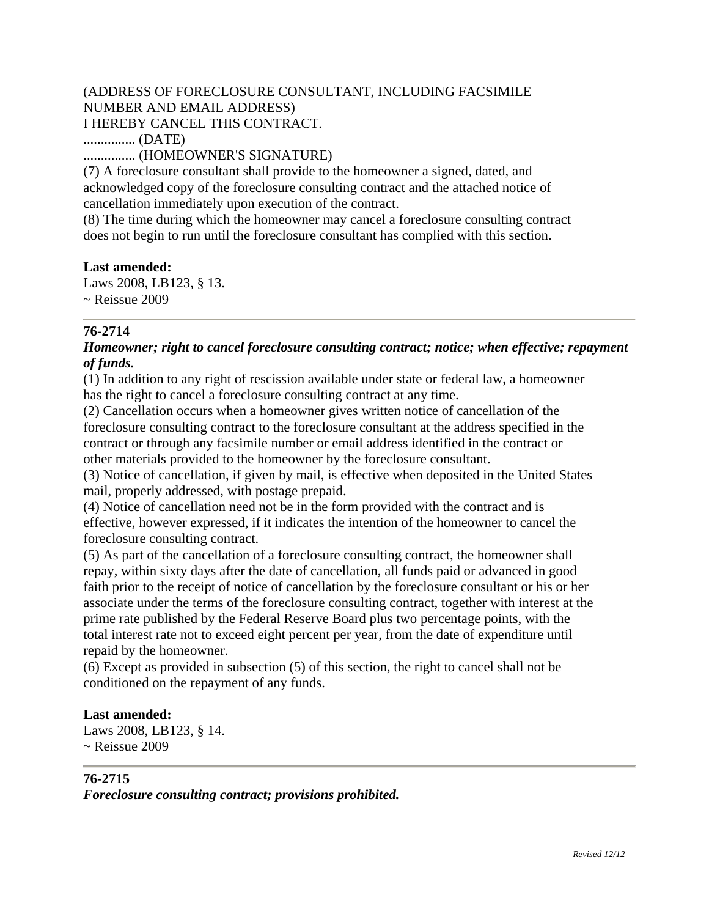(ADDRESS OF FORECLOSURE CONSULTANT, INCLUDING FACSIMILE NUMBER AND EMAIL ADDRESS)
I HEREBY CANCEL THIS CONTRACT.
............... (DATE)
............... (HOMEOWNER'S SIGNATURE)

(7) A foreclosure consultant shall provide to the homeowner a signed, dated, and acknowledged copy of the foreclosure consulting contract and the attached notice of cancellation immediately upon execution of the contract.

(8) The time during which the homeowner may cancel a foreclosure consulting contract does not begin to run until the foreclosure consultant has complied with this section.

**Last amended:**
Laws 2008, LB123, § 13.
~ Reissue 2009

---

**76-2714**

***Homeowner; right to cancel foreclosure consulting contract; notice; when effective; repayment of funds.***

(1) In addition to any right of rescission available under state or federal law, a homeowner has the right to cancel a foreclosure consulting contract at any time.

(2) Cancellation occurs when a homeowner gives written notice of cancellation of the foreclosure consulting contract to the foreclosure consultant at the address specified in the contract or through any facsimile number or email address identified in the contract or other materials provided to the homeowner by the foreclosure consultant.

(3) Notice of cancellation, if given by mail, is effective when deposited in the United States mail, properly addressed, with postage prepaid.

(4) Notice of cancellation need not be in the form provided with the contract and is effective, however expressed, if it indicates the intention of the homeowner to cancel the foreclosure consulting contract.

(5) As part of the cancellation of a foreclosure consulting contract, the homeowner shall repay, within sixty days after the date of cancellation, all funds paid or advanced in good faith prior to the receipt of notice of cancellation by the foreclosure consultant or his or her associate under the terms of the foreclosure consulting contract, together with interest at the prime rate published by the Federal Reserve Board plus two percentage points, with the total interest rate not to exceed eight percent per year, from the date of expenditure until repaid by the homeowner.

(6) Except as provided in subsection (5) of this section, the right to cancel shall not be conditioned on the repayment of any funds.

**Last amended:**
Laws 2008, LB123, § 14.
~ Reissue 2009

---

**76-2715**

***Foreclosure consulting contract; provisions prohibited.***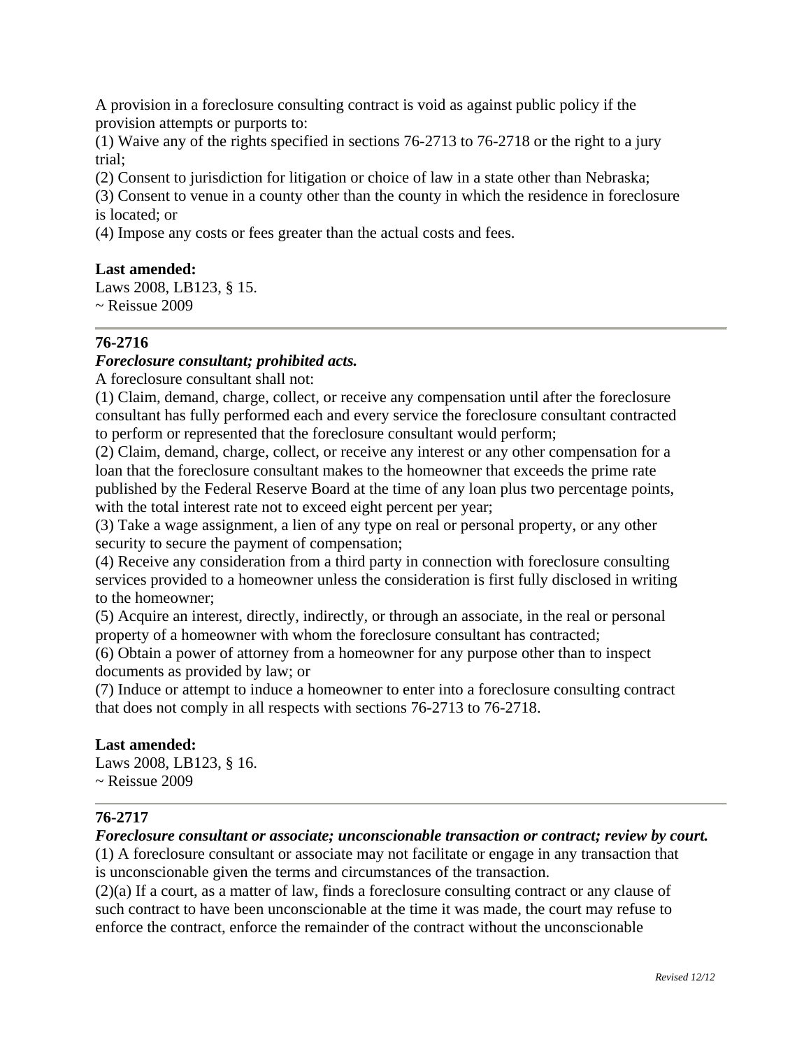A provision in a foreclosure consulting contract is void as against public policy if the provision attempts or purports to:
(1) Waive any of the rights specified in sections 76-2713 to 76-2718 or the right to a jury trial;
(2) Consent to jurisdiction for litigation or choice of law in a state other than Nebraska;
(3) Consent to venue in a county other than the county in which the residence in foreclosure is located; or
(4) Impose any costs or fees greater than the actual costs and fees.

**Last amended:**
Laws 2008, LB123, § 15.
~ Reissue 2009

---

**76-2716**
***Foreclosure consultant; prohibited acts.***
A foreclosure consultant shall not:
(1) Claim, demand, charge, collect, or receive any compensation until after the foreclosure consultant has fully performed each and every service the foreclosure consultant contracted to perform or represented that the foreclosure consultant would perform;
(2) Claim, demand, charge, collect, or receive any interest or any other compensation for a loan that the foreclosure consultant makes to the homeowner that exceeds the prime rate published by the Federal Reserve Board at the time of any loan plus two percentage points, with the total interest rate not to exceed eight percent per year;
(3) Take a wage assignment, a lien of any type on real or personal property, or any other security to secure the payment of compensation;
(4) Receive any consideration from a third party in connection with foreclosure consulting services provided to a homeowner unless the consideration is first fully disclosed in writing to the homeowner;
(5) Acquire an interest, directly, indirectly, or through an associate, in the real or personal property of a homeowner with whom the foreclosure consultant has contracted;
(6) Obtain a power of attorney from a homeowner for any purpose other than to inspect documents as provided by law; or
(7) Induce or attempt to induce a homeowner to enter into a foreclosure consulting contract that does not comply in all respects with sections 76-2713 to 76-2718.

**Last amended:**
Laws 2008, LB123, § 16.
~ Reissue 2009

---

**76-2717**
***Foreclosure consultant or associate; unconscionable transaction or contract; review by court.***
(1) A foreclosure consultant or associate may not facilitate or engage in any transaction that is unconscionable given the terms and circumstances of the transaction.
(2)(a) If a court, as a matter of law, finds a foreclosure consulting contract or any clause of such contract to have been unconscionable at the time it was made, the court may refuse to enforce the contract, enforce the remainder of the contract without the unconscionable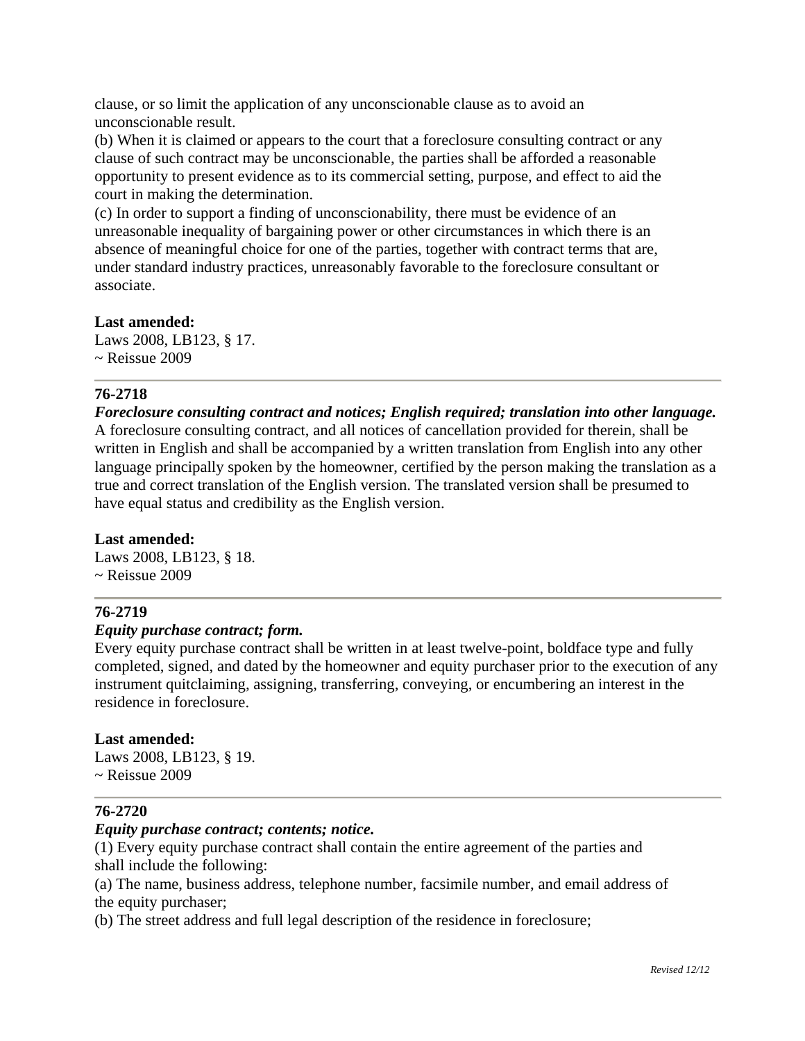clause, or so limit the application of any unconscionable clause as to avoid an unconscionable result.
(b) When it is claimed or appears to the court that a foreclosure consulting contract or any clause of such contract may be unconscionable, the parties shall be afforded a reasonable opportunity to present evidence as to its commercial setting, purpose, and effect to aid the court in making the determination.
(c) In order to support a finding of unconscionability, there must be evidence of an unreasonable inequality of bargaining power or other circumstances in which there is an absence of meaningful choice for one of the parties, together with contract terms that are, under standard industry practices, unreasonably favorable to the foreclosure consultant or associate.

**Last amended:**
Laws 2008, LB123, § 17.
~ Reissue 2009

---

**76-2718**

***Foreclosure consulting contract and notices; English required; translation into other language.***
A foreclosure consulting contract, and all notices of cancellation provided for therein, shall be written in English and shall be accompanied by a written translation from English into any other language principally spoken by the homeowner, certified by the person making the translation as a true and correct translation of the English version. The translated version shall be presumed to have equal status and credibility as the English version.

**Last amended:**
Laws 2008, LB123, § 18.
~ Reissue 2009

---

**76-2719**

***Equity purchase contract; form.***
Every equity purchase contract shall be written in at least twelve-point, boldface type and fully completed, signed, and dated by the homeowner and equity purchaser prior to the execution of any instrument quitclaiming, assigning, transferring, conveying, or encumbering an interest in the residence in foreclosure.

**Last amended:**
Laws 2008, LB123, § 19.
~ Reissue 2009

---

**76-2720**

***Equity purchase contract; contents; notice.***
(1) Every equity purchase contract shall contain the entire agreement of the parties and shall include the following:
(a) The name, business address, telephone number, facsimile number, and email address of the equity purchaser;
(b) The street address and full legal description of the residence in foreclosure;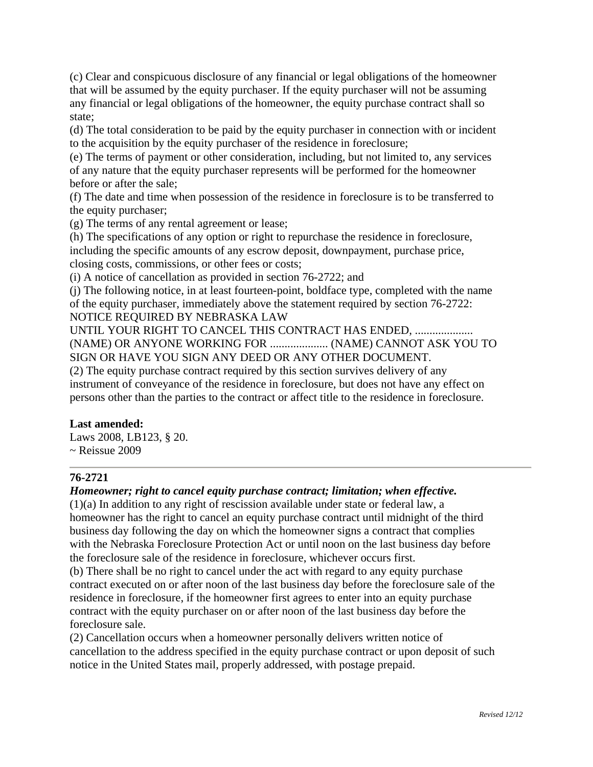(c) Clear and conspicuous disclosure of any financial or legal obligations of the homeowner that will be assumed by the equity purchaser. If the equity purchaser will not be assuming any financial or legal obligations of the homeowner, the equity purchase contract shall so state;

(d) The total consideration to be paid by the equity purchaser in connection with or incident to the acquisition by the equity purchaser of the residence in foreclosure;

(e) The terms of payment or other consideration, including, but not limited to, any services of any nature that the equity purchaser represents will be performed for the homeowner before or after the sale;

(f) The date and time when possession of the residence in foreclosure is to be transferred to the equity purchaser;

(g) The terms of any rental agreement or lease;

(h) The specifications of any option or right to repurchase the residence in foreclosure, including the specific amounts of any escrow deposit, downpayment, purchase price, closing costs, commissions, or other fees or costs;

(i) A notice of cancellation as provided in section 76-2722; and

(j) The following notice, in at least fourteen-point, boldface type, completed with the name of the equity purchaser, immediately above the statement required by section 76-2722:

NOTICE REQUIRED BY NEBRASKA LAW

UNTIL YOUR RIGHT TO CANCEL THIS CONTRACT HAS ENDED, .................... (NAME) OR ANYONE WORKING FOR .................... (NAME) CANNOT ASK YOU TO SIGN OR HAVE YOU SIGN ANY DEED OR ANY OTHER DOCUMENT.

(2) The equity purchase contract required by this section survives delivery of any instrument of conveyance of the residence in foreclosure, but does not have any effect on persons other than the parties to the contract or affect title to the residence in foreclosure.

**Last amended:**

Laws 2008, LB123, § 20.

~ Reissue 2009

---

**76-2721**

***Homeowner; right to cancel equity purchase contract; limitation; when effective.***

(1)(a) In addition to any right of rescission available under state or federal law, a homeowner has the right to cancel an equity purchase contract until midnight of the third business day following the day on which the homeowner signs a contract that complies with the Nebraska Foreclosure Protection Act or until noon on the last business day before the foreclosure sale of the residence in foreclosure, whichever occurs first.

(b) There shall be no right to cancel under the act with regard to any equity purchase contract executed on or after noon of the last business day before the foreclosure sale of the residence in foreclosure, if the homeowner first agrees to enter into an equity purchase contract with the equity purchaser on or after noon of the last business day before the foreclosure sale.

(2) Cancellation occurs when a homeowner personally delivers written notice of cancellation to the address specified in the equity purchase contract or upon deposit of such notice in the United States mail, properly addressed, with postage prepaid.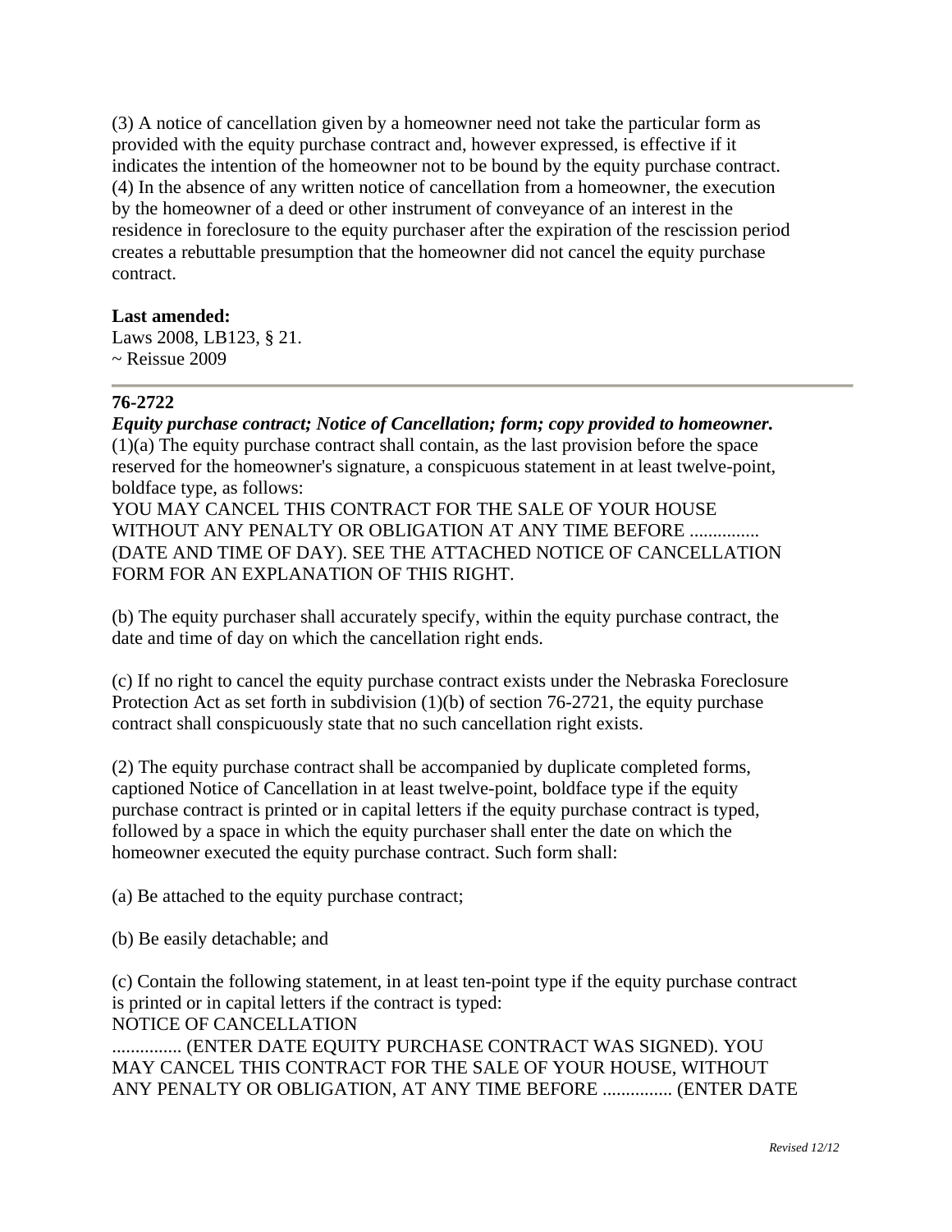(3) A notice of cancellation given by a homeowner need not take the particular form as provided with the equity purchase contract and, however expressed, is effective if it indicates the intention of the homeowner not to be bound by the equity purchase contract.
(4) In the absence of any written notice of cancellation from a homeowner, the execution by the homeowner of a deed or other instrument of conveyance of an interest in the residence in foreclosure to the equity purchaser after the expiration of the rescission period creates a rebuttable presumption that the homeowner did not cancel the equity purchase contract.

**Last amended:**
Laws 2008, LB123, § 21.
~ Reissue 2009

---

**76-2722**

***Equity purchase contract; Notice of Cancellation; form; copy provided to homeowner.***
(1)(a) The equity purchase contract shall contain, as the last provision before the space reserved for the homeowner's signature, a conspicuous statement in at least twelve-point, boldface type, as follows:
YOU MAY CANCEL THIS CONTRACT FOR THE SALE OF YOUR HOUSE WITHOUT ANY PENALTY OR OBLIGATION AT ANY TIME BEFORE ............... (DATE AND TIME OF DAY). SEE THE ATTACHED NOTICE OF CANCELLATION FORM FOR AN EXPLANATION OF THIS RIGHT.

(b) The equity purchaser shall accurately specify, within the equity purchase contract, the date and time of day on which the cancellation right ends.

(c) If no right to cancel the equity purchase contract exists under the Nebraska Foreclosure Protection Act as set forth in subdivision (1)(b) of section 76-2721, the equity purchase contract shall conspicuously state that no such cancellation right exists.

(2) The equity purchase contract shall be accompanied by duplicate completed forms, captioned Notice of Cancellation in at least twelve-point, boldface type if the equity purchase contract is printed or in capital letters if the equity purchase contract is typed, followed by a space in which the equity purchaser shall enter the date on which the homeowner executed the equity purchase contract. Such form shall:

(a) Be attached to the equity purchase contract;

(b) Be easily detachable; and

(c) Contain the following statement, in at least ten-point type if the equity purchase contract is printed or in capital letters if the contract is typed:
NOTICE OF CANCELLATION
............... (ENTER DATE EQUITY PURCHASE CONTRACT WAS SIGNED). YOU MAY CANCEL THIS CONTRACT FOR THE SALE OF YOUR HOUSE, WITHOUT ANY PENALTY OR OBLIGATION, AT ANY TIME BEFORE ............... (ENTER DATE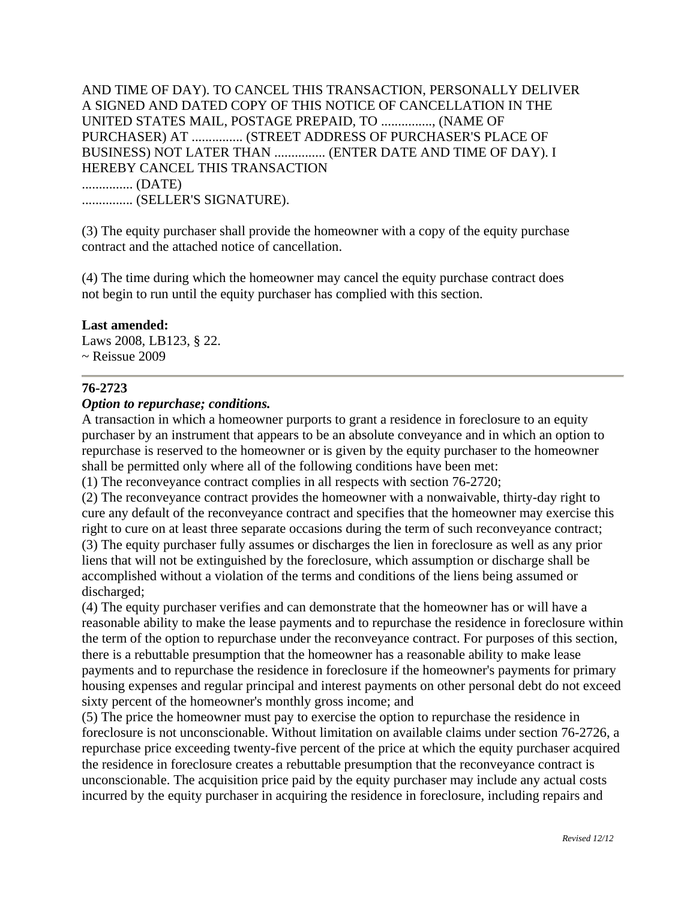AND TIME OF DAY). TO CANCEL THIS TRANSACTION, PERSONALLY DELIVER A SIGNED AND DATED COPY OF THIS NOTICE OF CANCELLATION IN THE UNITED STATES MAIL, POSTAGE PREPAID, TO ..............., (NAME OF PURCHASER) AT ............... (STREET ADDRESS OF PURCHASER'S PLACE OF BUSINESS) NOT LATER THAN ............... (ENTER DATE AND TIME OF DAY). I HEREBY CANCEL THIS TRANSACTION
............... (DATE)
............... (SELLER'S SIGNATURE).

(3) The equity purchaser shall provide the homeowner with a copy of the equity purchase contract and the attached notice of cancellation.

(4) The time during which the homeowner may cancel the equity purchase contract does not begin to run until the equity purchaser has complied with this section.

**Last amended:**
Laws 2008, LB123, § 22.
~ Reissue 2009

---

**76-2723**
***Option to repurchase; conditions.***
A transaction in which a homeowner purports to grant a residence in foreclosure to an equity purchaser by an instrument that appears to be an absolute conveyance and in which an option to repurchase is reserved to the homeowner or is given by the equity purchaser to the homeowner shall be permitted only where all of the following conditions have been met:
(1) The reconveyance contract complies in all respects with section 76-2720;
(2) The reconveyance contract provides the homeowner with a nonwaivable, thirty-day right to cure any default of the reconveyance contract and specifies that the homeowner may exercise this right to cure on at least three separate occasions during the term of such reconveyance contract;
(3) The equity purchaser fully assumes or discharges the lien in foreclosure as well as any prior liens that will not be extinguished by the foreclosure, which assumption or discharge shall be accomplished without a violation of the terms and conditions of the liens being assumed or discharged;
(4) The equity purchaser verifies and can demonstrate that the homeowner has or will have a reasonable ability to make the lease payments and to repurchase the residence in foreclosure within the term of the option to repurchase under the reconveyance contract. For purposes of this section, there is a rebuttable presumption that the homeowner has a reasonable ability to make lease payments and to repurchase the residence in foreclosure if the homeowner's payments for primary housing expenses and regular principal and interest payments on other personal debt do not exceed sixty percent of the homeowner's monthly gross income; and
(5) The price the homeowner must pay to exercise the option to repurchase the residence in foreclosure is not unconscionable. Without limitation on available claims under section 76-2726, a repurchase price exceeding twenty-five percent of the price at which the equity purchaser acquired the residence in foreclosure creates a rebuttable presumption that the reconveyance contract is unconscionable. The acquisition price paid by the equity purchaser may include any actual costs incurred by the equity purchaser in acquiring the residence in foreclosure, including repairs and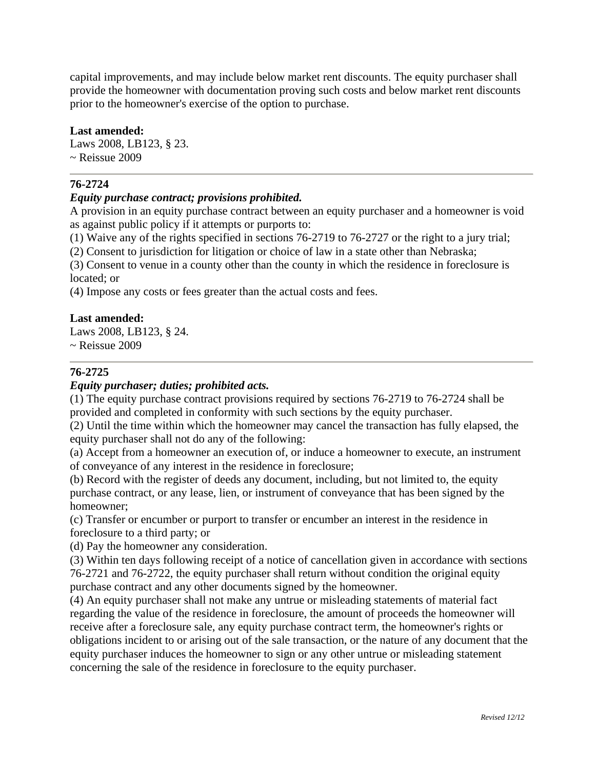capital improvements, and may include below market rent discounts. The equity purchaser shall provide the homeowner with documentation proving such costs and below market rent discounts prior to the homeowner's exercise of the option to purchase.

**Last amended:**
Laws 2008, LB123, § 23.
~ Reissue 2009

---

**76-2724**

***Equity purchase contract; provisions prohibited.***

A provision in an equity purchase contract between an equity purchaser and a homeowner is void as against public policy if it attempts or purports to:

(1) Waive any of the rights specified in sections 76-2719 to 76-2727 or the right to a jury trial;

(2) Consent to jurisdiction for litigation or choice of law in a state other than Nebraska;

(3) Consent to venue in a county other than the county in which the residence in foreclosure is located; or

(4) Impose any costs or fees greater than the actual costs and fees.

**Last amended:**
Laws 2008, LB123, § 24.
~ Reissue 2009

---

**76-2725**

***Equity purchaser; duties; prohibited acts.***

(1) The equity purchase contract provisions required by sections 76-2719 to 76-2724 shall be provided and completed in conformity with such sections by the equity purchaser.

(2) Until the time within which the homeowner may cancel the transaction has fully elapsed, the equity purchaser shall not do any of the following:

(a) Accept from a homeowner an execution of, or induce a homeowner to execute, an instrument of conveyance of any interest in the residence in foreclosure;

(b) Record with the register of deeds any document, including, but not limited to, the equity purchase contract, or any lease, lien, or instrument of conveyance that has been signed by the homeowner;

(c) Transfer or encumber or purport to transfer or encumber an interest in the residence in foreclosure to a third party; or

(d) Pay the homeowner any consideration.

(3) Within ten days following receipt of a notice of cancellation given in accordance with sections 76-2721 and 76-2722, the equity purchaser shall return without condition the original equity purchase contract and any other documents signed by the homeowner.

(4) An equity purchaser shall not make any untrue or misleading statements of material fact regarding the value of the residence in foreclosure, the amount of proceeds the homeowner will receive after a foreclosure sale, any equity purchase contract term, the homeowner's rights or obligations incident to or arising out of the sale transaction, or the nature of any document that the equity purchaser induces the homeowner to sign or any other untrue or misleading statement concerning the sale of the residence in foreclosure to the equity purchaser.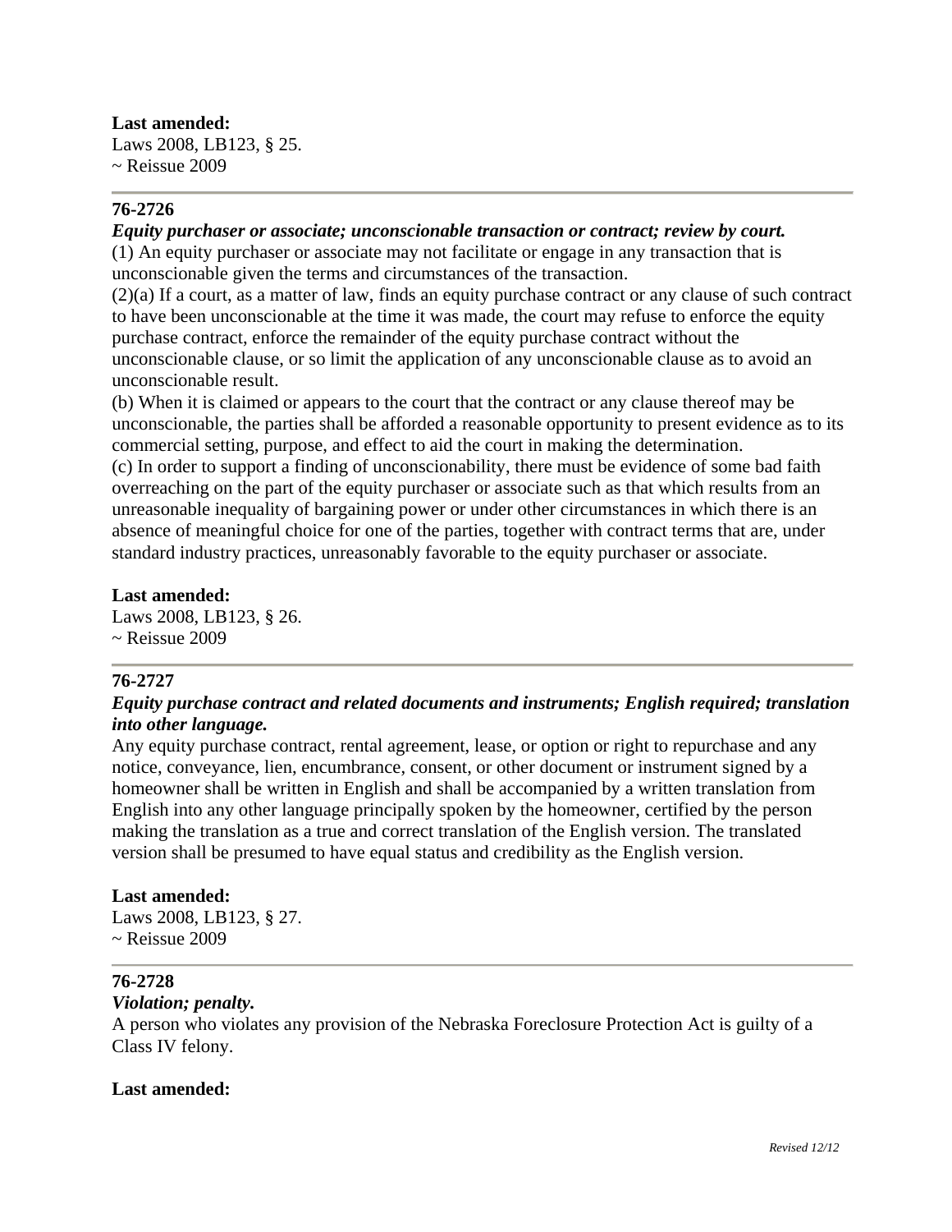**Last amended:**
Laws 2008, LB123, § 25.
~ Reissue 2009

---

**76-2726**

***Equity purchaser or associate; unconscionable transaction or contract; review by court.***

(1) An equity purchaser or associate may not facilitate or engage in any transaction that is unconscionable given the terms and circumstances of the transaction.

(2)(a) If a court, as a matter of law, finds an equity purchase contract or any clause of such contract to have been unconscionable at the time it was made, the court may refuse to enforce the equity purchase contract, enforce the remainder of the equity purchase contract without the unconscionable clause, or so limit the application of any unconscionable clause as to avoid an unconscionable result.

(b) When it is claimed or appears to the court that the contract or any clause thereof may be unconscionable, the parties shall be afforded a reasonable opportunity to present evidence as to its commercial setting, purpose, and effect to aid the court in making the determination.

(c) In order to support a finding of unconscionability, there must be evidence of some bad faith overreaching on the part of the equity purchaser or associate such as that which results from an unreasonable inequality of bargaining power or under other circumstances in which there is an absence of meaningful choice for one of the parties, together with contract terms that are, under standard industry practices, unreasonably favorable to the equity purchaser or associate.

**Last amended:**
Laws 2008, LB123, § 26.
~ Reissue 2009

---

**76-2727**

***Equity purchase contract and related documents and instruments; English required; translation into other language.***

Any equity purchase contract, rental agreement, lease, or option or right to repurchase and any notice, conveyance, lien, encumbrance, consent, or other document or instrument signed by a homeowner shall be written in English and shall be accompanied by a written translation from English into any other language principally spoken by the homeowner, certified by the person making the translation as a true and correct translation of the English version. The translated version shall be presumed to have equal status and credibility as the English version.

**Last amended:**
Laws 2008, LB123, § 27.
~ Reissue 2009

---

**76-2728**

***Violation; penalty.***

A person who violates any provision of the Nebraska Foreclosure Protection Act is guilty of a Class IV felony.

**Last amended:**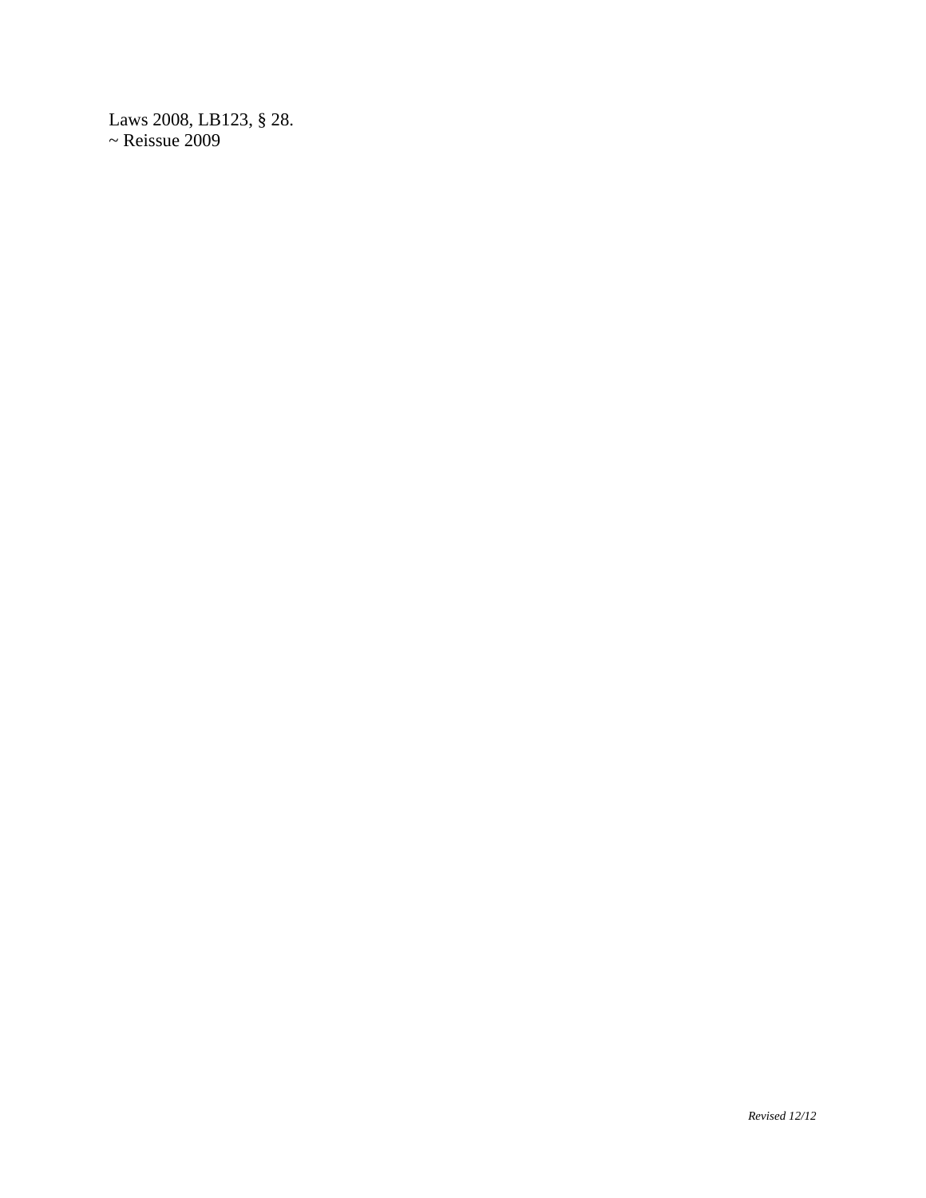Laws 2008, LB123, § 28.
~ Reissue 2009

*Revised 12/12*